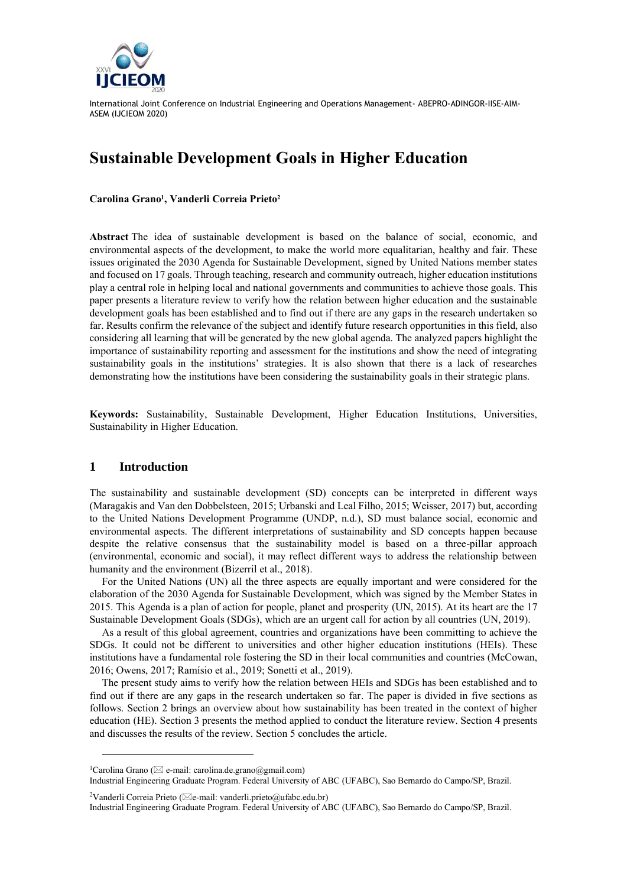International Joint Conference on Industrial Engineering and Operations Management- ABEPRO-ADINGOR-IISE-AIM-ASEM (IJCIEOM 2020)

# Sustainable Development Goals in Higher Education

**Carolina Grano[1], Vanderli Correia Prieto[2]**

**Abstract** The idea of sustainable development is based on the balance of social, economic, and environmental aspects of the development, to make the world more equalitarian, healthy and fair. These issues originated the 2030 Agenda for Sustainable Development, signed by United Nations member states and focused on 17 goals. Through teaching, research and community outreach, higher education institutions play a central role in helping local and national governments and communities to achieve those goals. This paper presents a literature review to verify how the relation between higher education and the sustainable development goals has been established and to find out if there are any gaps in the research undertaken so far. Results confirm the relevance of the subject and identify future research opportunities in this field, also considering all learning that will be generated by the new global agenda. The analyzed papers highlight the importance of sustainability reporting and assessment for the institutions and show the need of integrating sustainability goals in the institutions' strategies. It is also shown that there is a lack of researches demonstrating how the institutions have been considering the sustainability goals in their strategic plans.

**Keywords:** Sustainability, Sustainable Development, Higher Education Institutions, Universities, Sustainability in Higher Education.

## 1 Introduction

The sustainability and sustainable development (SD) concepts can be interpreted in different ways (Maragakis and Van den Dobbelsteen, 2015; Urbanski and Leal Filho, 2015; Weisser, 2017) but, according to the United Nations Development Programme (UNDP, n.d.), SD must balance social, economic and environmental aspects. The different interpretations of sustainability and SD concepts happen because despite the relative consensus that the sustainability model is based on a three-pillar approach (environmental, economic and social), it may reflect different ways to address the relationship between humanity and the environment (Bizerril et al., 2018).

For the United Nations (UN) all the three aspects are equally important and were considered for the elaboration of the 2030 Agenda for Sustainable Development, which was signed by the Member States in 2015. This Agenda is a plan of action for people, planet and prosperity (UN, 2015). At its heart are the 17 Sustainable Development Goals (SDGs), which are an urgent call for action by all countries (UN, 2019).

As a result of this global agreement, countries and organizations have been committing to achieve the SDGs. It could not be different to universities and other higher education institutions (HEIs). These institutions have a fundamental role fostering the SD in their local communities and countries (McCowan, 2016; Owens, 2017; Ramísio et al., 2019; Sonetti et al., 2019).

The present study aims to verify how the relation between HEIs and SDGs has been established and to find out if there are any gaps in the research undertaken so far. The paper is divided in five sections as follows. Section 2 brings an overview about how sustainability has been treated in the context of higher education (HE). Section 3 presents the method applied to conduct the literature review. Section 4 presents and discusses the results of the review. Section 5 concludes the article.

---

[1]Carolina Grano (✉ e-mail: carolina.de.grano@gmail.com)
Industrial Engineering Graduate Program. Federal University of ABC (UFABC), Sao Bernardo do Campo/SP, Brazil.

[2]Vanderli Correia Prieto (✉e-mail: vanderli.prieto@ufabc.edu.br)
Industrial Engineering Graduate Program. Federal University of ABC (UFABC), Sao Bernardo do Campo/SP, Brazil.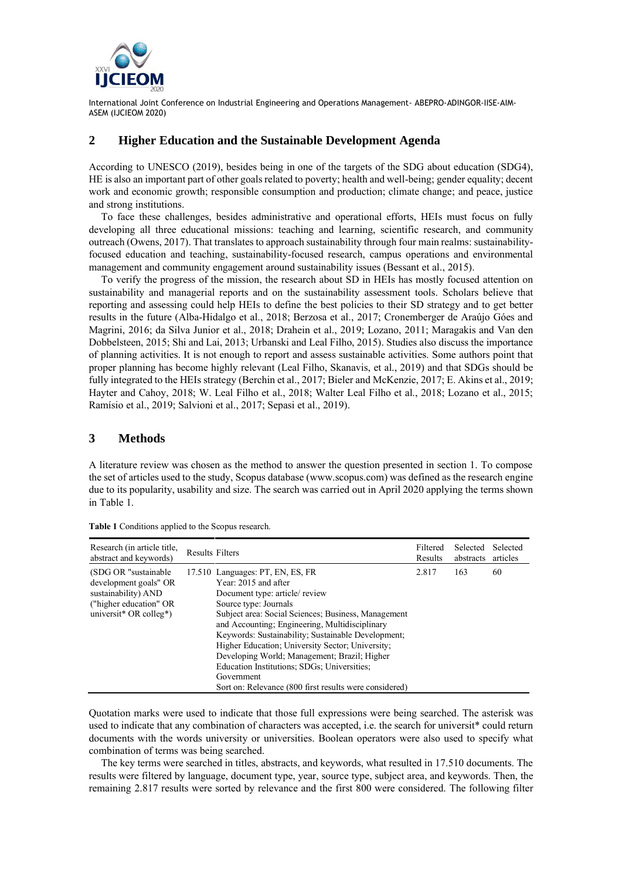## 2 Higher Education and the Sustainable Development Agenda

According to UNESCO (2019), besides being in one of the targets of the SDG about education (SDG4), HE is also an important part of other goals related to poverty; health and well-being; gender equality; decent work and economic growth; responsible consumption and production; climate change; and peace, justice and strong institutions.

To face these challenges, besides administrative and operational efforts, HEIs must focus on fully developing all three educational missions: teaching and learning, scientific research, and community outreach (Owens, 2017). That translates to approach sustainability through four main realms: sustainability-focused education and teaching, sustainability-focused research, campus operations and environmental management and community engagement around sustainability issues (Bessant et al., 2015).

To verify the progress of the mission, the research about SD in HEIs has mostly focused attention on sustainability and managerial reports and on the sustainability assessment tools. Scholars believe that reporting and assessing could help HEIs to define the best policies to their SD strategy and to get better results in the future (Alba-Hidalgo et al., 2018; Berzosa et al., 2017; Cronemberger de Araújo Góes and Magrini, 2016; da Silva Junior et al., 2018; Drahein et al., 2019; Lozano, 2011; Maragakis and Van den Dobbelsteen, 2015; Shi and Lai, 2013; Urbanski and Leal Filho, 2015). Studies also discuss the importance of planning activities. It is not enough to report and assess sustainable activities. Some authors point that proper planning has become highly relevant (Leal Filho, Skanavis, et al., 2019) and that SDGs should be fully integrated to the HEIs strategy (Berchin et al., 2017; Bieler and McKenzie, 2017; E. Akins et al., 2019; Hayter and Cahoy, 2018; W. Leal Filho et al., 2018; Walter Leal Filho et al., 2018; Lozano et al., 2015; Ramísio et al., 2019; Salvioni et al., 2017; Sepasi et al., 2019).

## 3 Methods

A literature review was chosen as the method to answer the question presented in section 1. To compose the set of articles used to the study, Scopus database (www.scopus.com) was defined as the research engine due to its popularity, usability and size. The search was carried out in April 2020 applying the terms shown in Table 1.

**Table 1** Conditions applied to the Scopus research.

| Research (in article title, abstract and keywords) | Results | Filters | Filtered Results | Selected abstracts | Selected articles |
|---|---|---|---|---|---|
| (SDG OR "sustainable development goals" OR sustainability) AND ("higher education" OR universit* OR colleg*) | 17.510 | Languages: PT, EN, ES, FR<br>Year: 2015 and after<br>Document type: article/ review<br>Source type: Journals<br>Subject area: Social Sciences; Business, Management and Accounting; Engineering, Multidisciplinary<br>Keywords: Sustainability; Sustainable Development; Higher Education; University Sector; University; Developing World; Management; Brazil; Higher Education Institutions; SDGs; Universities; Government<br>Sort on: Relevance (800 first results were considered) | 2.817 | 163 | 60 |

Quotation marks were used to indicate that those full expressions were being searched. The asterisk was used to indicate that any combination of characters was accepted, i.e. the search for universit* could return documents with the words university or universities. Boolean operators were also used to specify what combination of terms was being searched.

The key terms were searched in titles, abstracts, and keywords, what resulted in 17.510 documents. The results were filtered by language, document type, year, source type, subject area, and keywords. Then, the remaining 2.817 results were sorted by relevance and the first 800 were considered. The following filter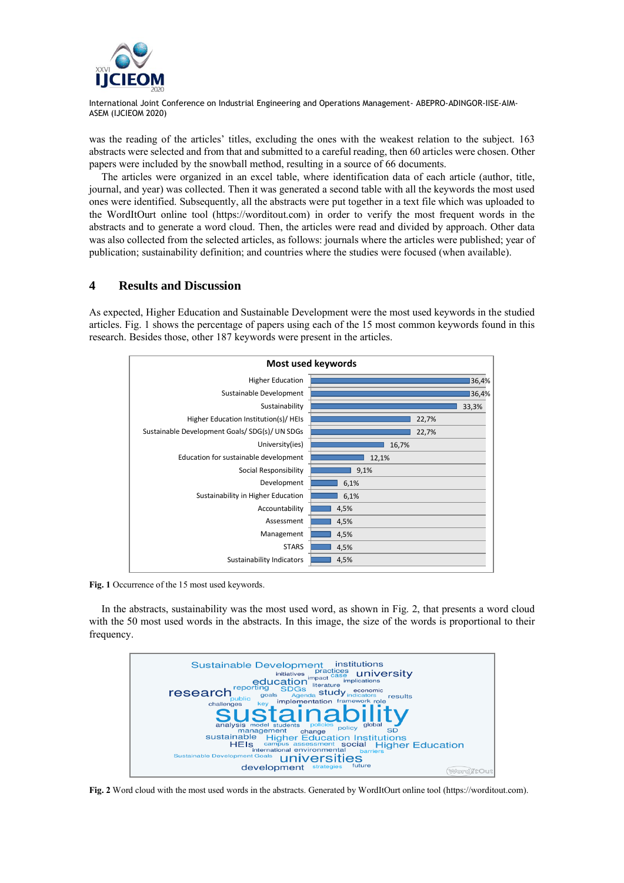was the reading of the articles' titles, excluding the ones with the weakest relation to the subject. 163 abstracts were selected and from that and submitted to a careful reading, then 60 articles were chosen. Other papers were included by the snowball method, resulting in a source of 66 documents.

The articles were organized in an excel table, where identification data of each article (author, title, journal, and year) was collected. Then it was generated a second table with all the keywords the most used ones were identified. Subsequently, all the abstracts were put together in a text file which was uploaded to the WordItOurt online tool (https://worditout.com) in order to verify the most frequent words in the abstracts and to generate a word cloud. Then, the articles were read and divided by approach. Other data was also collected from the selected articles, as follows: journals where the articles were published; year of publication; sustainability definition; and countries where the studies were focused (when available).

## 4 Results and Discussion

As expected, Higher Education and Sustainable Development were the most used keywords in the studied articles. Fig. 1 shows the percentage of papers using each of the 15 most common keywords found in this research. Besides those, other 187 keywords were present in the articles.

Most used keywords

Higher Education 36,4%
Sustainable Development 36,4%
Sustainability 33,3%
Higher Education Institution(s)/ HEIs 22,7%
Sustainable Development Goals/ SDG(s)/ UN SDGs 22,7%
University(ies) 16,7%
Education for sustainable development 12,1%
Social Responsibility 9,1%
Development 6,1%
Sustainability in Higher Education 6,1%
Accountability 4,5%
Assessment 4,5%
Management 4,5%
STARS 4,5%
Sustainability Indicators 4,5%

**Fig. 1** Occurrence of the 15 most used keywords.

In the abstracts, sustainability was the most used word, as shown in Fig. 2, that presents a word cloud with the 50 most used words in the abstracts. In this image, the size of the words is proportional to their frequency.

Sustainable Development institutions initiatives practices case university impact education implications literature research reporting SDGs public goals Agenda study economic indicators results challenges key implementation framework role sustainability analysis model students policies global management change policy SD sustainable Higher Education Institutions HEIs campus assessment social Higher Education international environmental barriers Sustainable Development Goals universities development strategies future WordItOut

**Fig. 2** Word cloud with the most used words in the abstracts. Generated by WordItOurt online tool (https://worditout.com).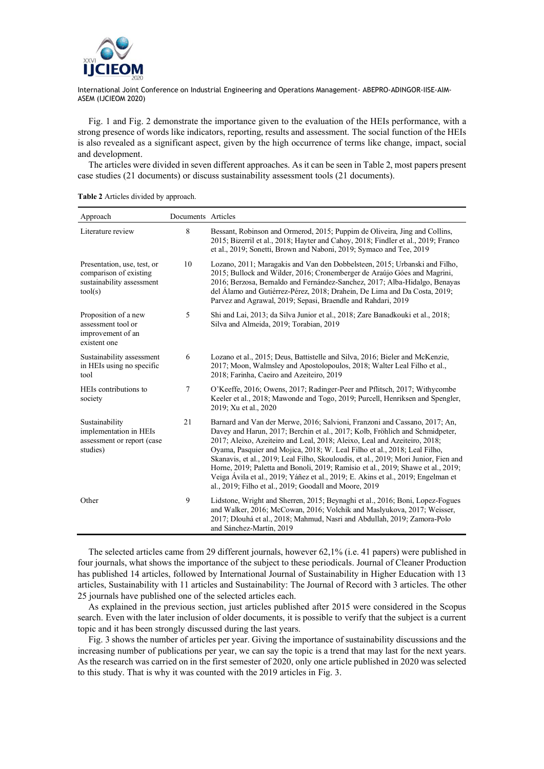Fig. 1 and Fig. 2 demonstrate the importance given to the evaluation of the HEIs performance, with a strong presence of words like indicators, reporting, results and assessment. The social function of the HEIs is also revealed as a significant aspect, given by the high occurrence of terms like change, impact, social and development.

The articles were divided in seven different approaches. As it can be seen in Table 2, most papers present case studies (21 documents) or discuss sustainability assessment tools (21 documents).

**Table 2** Articles divided by approach.

| Approach | Documents | Articles |
|---|---|---|
| Literature review | 8 | Bessant, Robinson and Ormerod, 2015; Puppim de Oliveira, Jing and Collins, 2015; Bizerril et al., 2018; Hayter and Cahoy, 2018; Findler et al., 2019; Franco et al., 2019; Sonetti, Brown and Naboni, 2019; Symaco and Tee, 2019 |
| Presentation, use, test, or comparison of existing sustainability assessment tool(s) | 10 | Lozano, 2011; Maragakis and Van den Dobbelsteen, 2015; Urbanski and Filho, 2015; Bullock and Wilder, 2016; Cronemberger de Araújo Góes and Magrini, 2016; Berzosa, Bernaldo and Fernández-Sanchez, 2017; Alba-Hidalgo, Benayas del Álamo and Gutiérrez-Pérez, 2018; Drahein, De Lima and Da Costa, 2019; Parvez and Agrawal, 2019; Sepasi, Braendle and Rahdari, 2019 |
| Proposition of a new assessment tool or improvement of an existent one | 5 | Shi and Lai, 2013; da Silva Junior et al., 2018; Zare Banadkouki et al., 2018; Silva and Almeida, 2019; Torabian, 2019 |
| Sustainability assessment in HEIs using no specific tool | 6 | Lozano et al., 2015; Deus, Battistelle and Silva, 2016; Bieler and McKenzie, 2017; Moon, Walmsley and Apostolopoulos, 2018; Walter Leal Filho et al., 2018; Farinha, Caeiro and Azeiteiro, 2019 |
| HEIs contributions to society | 7 | O'Keeffe, 2016; Owens, 2017; Radinger-Peer and Pflitsch, 2017; Withycombe Keeler et al., 2018; Mawonde and Togo, 2019; Purcell, Henriksen and Spengler, 2019; Xu et al., 2020 |
| Sustainability implementation in HEIs assessment or report (case studies) | 21 | Barnard and Van der Merwe, 2016; Salvioni, Franzoni and Cassano, 2017; An, Davey and Harun, 2017; Berchin et al., 2017; Kolb, Fröhlich and Schmidpeter, 2017; Aleixo, Azeiteiro and Leal, 2018; Aleixo, Leal and Azeiteiro, 2018; Oyama, Pasquier and Mojica, 2018; W. Leal Filho et al., 2018; Leal Filho, Skanavis, et al., 2019; Leal Filho, Skouloudis, et al., 2019; Mori Junior, Fien and Horne, 2019; Paletta and Bonoli, 2019; Ramísio et al., 2019; Shawe et al., 2019; Veiga Ávila et al., 2019; Yáñez et al., 2019; E. Akins et al., 2019; Engelman et al., 2019; Filho et al., 2019; Goodall and Moore, 2019 |
| Other | 9 | Lidstone, Wright and Sherren, 2015; Beynaghi et al., 2016; Boni, Lopez-Fogues and Walker, 2016; McCowan, 2016; Volchik and Maslyukova, 2017; Weisser, 2017; Dlouhá et al., 2018; Mahmud, Nasri and Abdullah, 2019; Zamora-Polo and Sánchez-Martín, 2019 |

The selected articles came from 29 different journals, however 62,1% (i.e. 41 papers) were published in four journals, what shows the importance of the subject to these periodicals. Journal of Cleaner Production has published 14 articles, followed by International Journal of Sustainability in Higher Education with 13 articles, Sustainability with 11 articles and Sustainability: The Journal of Record with 3 articles. The other 25 journals have published one of the selected articles each.

As explained in the previous section, just articles published after 2015 were considered in the Scopus search. Even with the later inclusion of older documents, it is possible to verify that the subject is a current topic and it has been strongly discussed during the last years.

Fig. 3 shows the number of articles per year. Giving the importance of sustainability discussions and the increasing number of publications per year, we can say the topic is a trend that may last for the next years. As the research was carried on in the first semester of 2020, only one article published in 2020 was selected to this study. That is why it was counted with the 2019 articles in Fig. 3.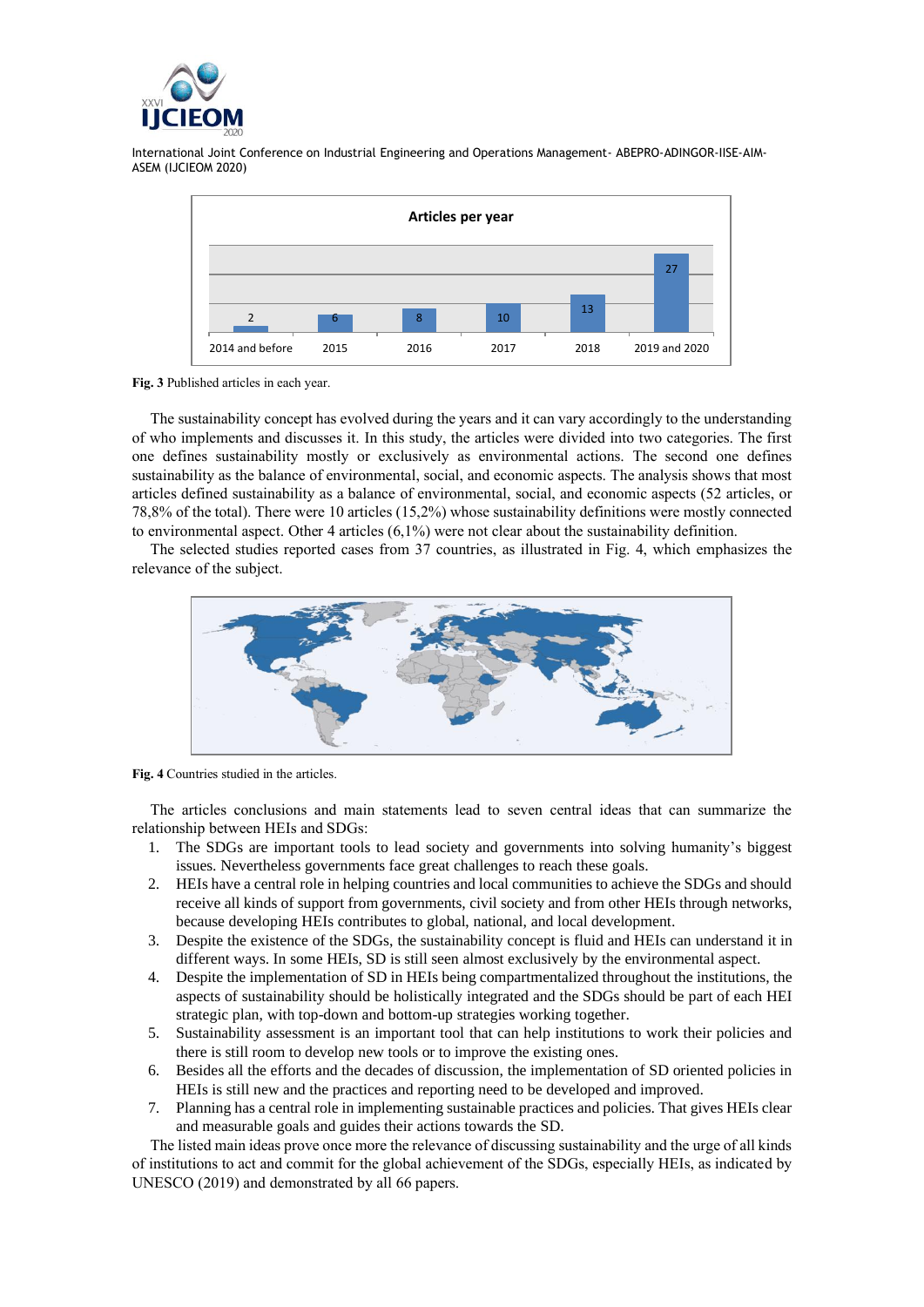Articles per year

2
6
8
10
13
27

2014 and before
2015
2016
2017
2018
2019 and 2020

**Fig. 3** Published articles in each year.

The sustainability concept has evolved during the years and it can vary accordingly to the understanding of who implements and discusses it. In this study, the articles were divided into two categories. The first one defines sustainability mostly or exclusively as environmental actions. The second one defines sustainability as the balance of environmental, social, and economic aspects. The analysis shows that most articles defined sustainability as a balance of environmental, social, and economic aspects (52 articles, or 78,8% of the total). There were 10 articles (15,2%) whose sustainability definitions were mostly connected to environmental aspect. Other 4 articles (6,1%) were not clear about the sustainability definition.

The selected studies reported cases from 37 countries, as illustrated in Fig. 4, which emphasizes the relevance of the subject.

**Fig. 4** Countries studied in the articles.

The articles conclusions and main statements lead to seven central ideas that can summarize the relationship between HEIs and SDGs:

1. The SDGs are important tools to lead society and governments into solving humanity's biggest issues. Nevertheless governments face great challenges to reach these goals.
2. HEIs have a central role in helping countries and local communities to achieve the SDGs and should receive all kinds of support from governments, civil society and from other HEIs through networks, because developing HEIs contributes to global, national, and local development.
3. Despite the existence of the SDGs, the sustainability concept is fluid and HEIs can understand it in different ways. In some HEIs, SD is still seen almost exclusively by the environmental aspect.
4. Despite the implementation of SD in HEIs being compartmentalized throughout the institutions, the aspects of sustainability should be holistically integrated and the SDGs should be part of each HEI strategic plan, with top-down and bottom-up strategies working together.
5. Sustainability assessment is an important tool that can help institutions to work their policies and there is still room to develop new tools or to improve the existing ones.
6. Besides all the efforts and the decades of discussion, the implementation of SD oriented policies in HEIs is still new and the practices and reporting need to be developed and improved.
7. Planning has a central role in implementing sustainable practices and policies. That gives HEIs clear and measurable goals and guides their actions towards the SD.

The listed main ideas prove once more the relevance of discussing sustainability and the urge of all kinds of institutions to act and commit for the global achievement of the SDGs, especially HEIs, as indicated by UNESCO (2019) and demonstrated by all 66 papers.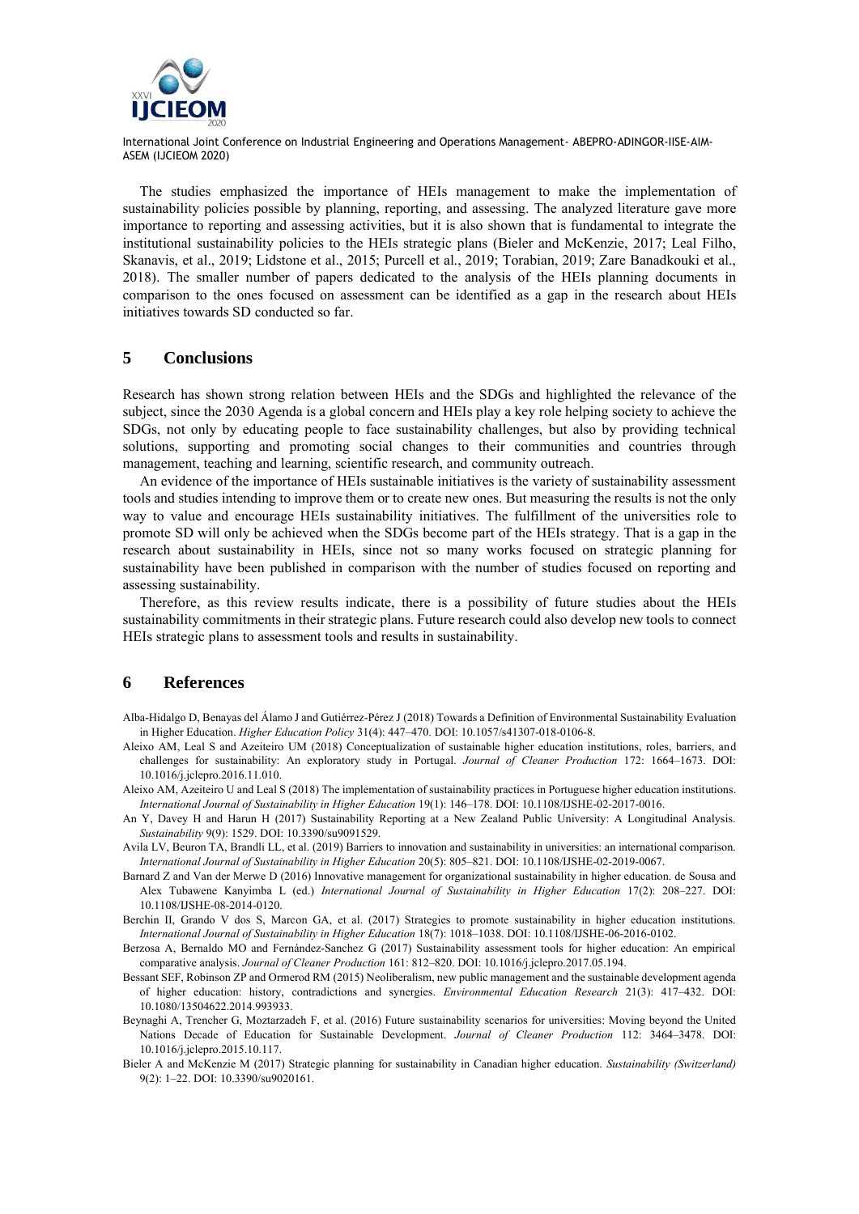The studies emphasized the importance of HEIs management to make the implementation of sustainability policies possible by planning, reporting, and assessing. The analyzed literature gave more importance to reporting and assessing activities, but it is also shown that is fundamental to integrate the institutional sustainability policies to the HEIs strategic plans (Bieler and McKenzie, 2017; Leal Filho, Skanavis, et al., 2019; Lidstone et al., 2015; Purcell et al., 2019; Torabian, 2019; Zare Banadkouki et al., 2018). The smaller number of papers dedicated to the analysis of the HEIs planning documents in comparison to the ones focused on assessment can be identified as a gap in the research about HEIs initiatives towards SD conducted so far.

## 5 Conclusions

Research has shown strong relation between HEIs and the SDGs and highlighted the relevance of the subject, since the 2030 Agenda is a global concern and HEIs play a key role helping society to achieve the SDGs, not only by educating people to face sustainability challenges, but also by providing technical solutions, supporting and promoting social changes to their communities and countries through management, teaching and learning, scientific research, and community outreach.

An evidence of the importance of HEIs sustainable initiatives is the variety of sustainability assessment tools and studies intending to improve them or to create new ones. But measuring the results is not the only way to value and encourage HEIs sustainability initiatives. The fulfillment of the universities role to promote SD will only be achieved when the SDGs become part of the HEIs strategy. That is a gap in the research about sustainability in HEIs, since not so many works focused on strategic planning for sustainability have been published in comparison with the number of studies focused on reporting and assessing sustainability.

Therefore, as this review results indicate, there is a possibility of future studies about the HEIs sustainability commitments in their strategic plans. Future research could also develop new tools to connect HEIs strategic plans to assessment tools and results in sustainability.

## 6 References

Alba-Hidalgo D, Benayas del Álamo J and Gutiérrez-Pérez J (2018) Towards a Definition of Environmental Sustainability Evaluation in Higher Education. *Higher Education Policy* 31(4): 447–470. DOI: 10.1057/s41307-018-0106-8.

Aleixo AM, Leal S and Azeiteiro UM (2018) Conceptualization of sustainable higher education institutions, roles, barriers, and challenges for sustainability: An exploratory study in Portugal. *Journal of Cleaner Production* 172: 1664–1673. DOI: 10.1016/j.jclepro.2016.11.010.

Aleixo AM, Azeiteiro U and Leal S (2018) The implementation of sustainability practices in Portuguese higher education institutions. *International Journal of Sustainability in Higher Education* 19(1): 146–178. DOI: 10.1108/IJSHE-02-2017-0016.

An Y, Davey H and Harun H (2017) Sustainability Reporting at a New Zealand Public University: A Longitudinal Analysis. *Sustainability* 9(9): 1529. DOI: 10.3390/su9091529.

Avila LV, Beuron TA, Brandli LL, et al. (2019) Barriers to innovation and sustainability in universities: an international comparison. *International Journal of Sustainability in Higher Education* 20(5): 805–821. DOI: 10.1108/IJSHE-02-2019-0067.

Barnard Z and Van der Merwe D (2016) Innovative management for organizational sustainability in higher education. de Sousa and Alex Tubawene Kanyimba L (ed.) *International Journal of Sustainability in Higher Education* 17(2): 208–227. DOI: 10.1108/IJSHE-08-2014-0120.

Berchin II, Grando V dos S, Marcon GA, et al. (2017) Strategies to promote sustainability in higher education institutions. *International Journal of Sustainability in Higher Education* 18(7): 1018–1038. DOI: 10.1108/IJSHE-06-2016-0102.

Berzosa A, Bernaldo MO and Fernández-Sanchez G (2017) Sustainability assessment tools for higher education: An empirical comparative analysis. *Journal of Cleaner Production* 161: 812–820. DOI: 10.1016/j.jclepro.2017.05.194.

Bessant SEF, Robinson ZP and Ormerod RM (2015) Neoliberalism, new public management and the sustainable development agenda of higher education: history, contradictions and synergies. *Environmental Education Research* 21(3): 417–432. DOI: 10.1080/13504622.2014.993933.

Beynaghi A, Trencher G, Moztarzadeh F, et al. (2016) Future sustainability scenarios for universities: Moving beyond the United Nations Decade of Education for Sustainable Development. *Journal of Cleaner Production* 112: 3464–3478. DOI: 10.1016/j.jclepro.2015.10.117.

Bieler A and McKenzie M (2017) Strategic planning for sustainability in Canadian higher education. *Sustainability (Switzerland)* 9(2): 1–22. DOI: 10.3390/su9020161.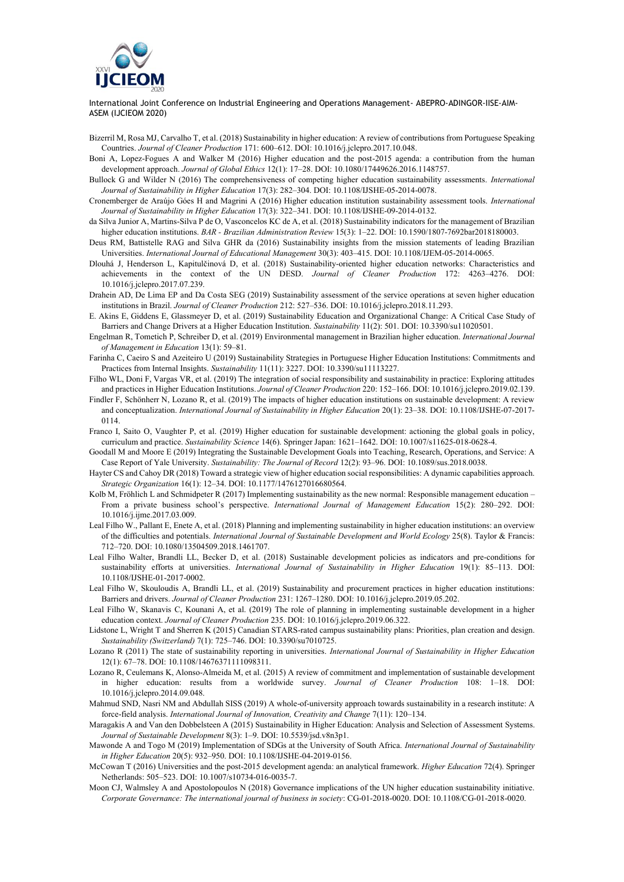Bizerril M, Rosa MJ, Carvalho T, et al. (2018) Sustainability in higher education: A review of contributions from Portuguese Speaking Countries. *Journal of Cleaner Production* 171: 600–612. DOI: 10.1016/j.jclepro.2017.10.048.

Boni A, Lopez-Fogues A and Walker M (2016) Higher education and the post-2015 agenda: a contribution from the human development approach. *Journal of Global Ethics* 12(1): 17–28. DOI: 10.1080/17449626.2016.1148757.

Bullock G and Wilder N (2016) The comprehensiveness of competing higher education sustainability assessments. *International Journal of Sustainability in Higher Education* 17(3): 282–304. DOI: 10.1108/IJSHE-05-2014-0078.

Cronemberger de Araújo Góes H and Magrini A (2016) Higher education institution sustainability assessment tools. *International Journal of Sustainability in Higher Education* 17(3): 322–341. DOI: 10.1108/IJSHE-09-2014-0132.

da Silva Junior A, Martins-Silva P de O, Vasconcelos KC de A, et al. (2018) Sustainability indicators for the management of Brazilian higher education institutions. *BAR - Brazilian Administration Review* 15(3): 1–22. DOI: 10.1590/1807-7692bar2018180003.

Deus RM, Battistelle RAG and Silva GHR da (2016) Sustainability insights from the mission statements of leading Brazilian Universities. *International Journal of Educational Management* 30(3): 403–415. DOI: 10.1108/IJEM-05-2014-0065.

Dlouhá J, Henderson L, Kapitulčinová D, et al. (2018) Sustainability-oriented higher education networks: Characteristics and achievements in the context of the UN DESD. *Journal of Cleaner Production* 172: 4263–4276. DOI: 10.1016/j.jclepro.2017.07.239.

Drahein AD, De Lima EP and Da Costa SEG (2019) Sustainability assessment of the service operations at seven higher education institutions in Brazil. *Journal of Cleaner Production* 212: 527–536. DOI: 10.1016/j.jclepro.2018.11.293.

E. Akins E, Giddens E, Glassmeyer D, et al. (2019) Sustainability Education and Organizational Change: A Critical Case Study of Barriers and Change Drivers at a Higher Education Institution. *Sustainability* 11(2): 501. DOI: 10.3390/su11020501.

Engelman R, Tometich P, Schreiber D, et al. (2019) Environmental management in Brazilian higher education. *International Journal of Management in Education* 13(1): 59–81.

Farinha C, Caeiro S and Azeiteiro U (2019) Sustainability Strategies in Portuguese Higher Education Institutions: Commitments and Practices from Internal Insights. *Sustainability* 11(11): 3227. DOI: 10.3390/su11113227.

Filho WL, Doni F, Vargas VR, et al. (2019) The integration of social responsibility and sustainability in practice: Exploring attitudes and practices in Higher Education Institutions. *Journal of Cleaner Production* 220: 152–166. DOI: 10.1016/j.jclepro.2019.02.139.

Findler F, Schönherr N, Lozano R, et al. (2019) The impacts of higher education institutions on sustainable development: A review and conceptualization. *International Journal of Sustainability in Higher Education* 20(1): 23–38. DOI: 10.1108/IJSHE-07-2017-0114.

Franco I, Saito O, Vaughter P, et al. (2019) Higher education for sustainable development: actioning the global goals in policy, curriculum and practice. *Sustainability Science* 14(6). Springer Japan: 1621–1642. DOI: 10.1007/s11625-018-0628-4.

Goodall M and Moore E (2019) Integrating the Sustainable Development Goals into Teaching, Research, Operations, and Service: A Case Report of Yale University. *Sustainability: The Journal of Record* 12(2): 93–96. DOI: 10.1089/sus.2018.0038.

Hayter CS and Cahoy DR (2018) Toward a strategic view of higher education social responsibilities: A dynamic capabilities approach. *Strategic Organization* 16(1): 12–34. DOI: 10.1177/1476127016680564.

Kolb M, Fröhlich L and Schmidpeter R (2017) Implementing sustainability as the new normal: Responsible management education – From a private business school's perspective. *International Journal of Management Education* 15(2): 280–292. DOI: 10.1016/j.ijme.2017.03.009.

Leal Filho W., Pallant E, Enete A, et al. (2018) Planning and implementing sustainability in higher education institutions: an overview of the difficulties and potentials. *International Journal of Sustainable Development and World Ecology* 25(8). Taylor & Francis: 712–720. DOI: 10.1080/13504509.2018.1461707.

Leal Filho Walter, Brandli LL, Becker D, et al. (2018) Sustainable development policies as indicators and pre-conditions for sustainability efforts at universities. *International Journal of Sustainability in Higher Education* 19(1): 85–113. DOI: 10.1108/IJSHE-01-2017-0002.

Leal Filho W, Skouloudis A, Brandli LL, et al. (2019) Sustainability and procurement practices in higher education institutions: Barriers and drivers. *Journal of Cleaner Production* 231: 1267–1280. DOI: 10.1016/j.jclepro.2019.05.202.

Leal Filho W, Skanavis C, Kounani A, et al. (2019) The role of planning in implementing sustainable development in a higher education context. *Journal of Cleaner Production* 235. DOI: 10.1016/j.jclepro.2019.06.322.

Lidstone L, Wright T and Sherren K (2015) Canadian STARS-rated campus sustainability plans: Priorities, plan creation and design. *Sustainability (Switzerland)* 7(1): 725–746. DOI: 10.3390/su7010725.

Lozano R (2011) The state of sustainability reporting in universities. *International Journal of Sustainability in Higher Education* 12(1): 67–78. DOI: 10.1108/14676371111098311.

Lozano R, Ceulemans K, Alonso-Almeida M, et al. (2015) A review of commitment and implementation of sustainable development in higher education: results from a worldwide survey. *Journal of Cleaner Production* 108: 1–18. DOI: 10.1016/j.jclepro.2014.09.048.

Mahmud SND, Nasri NM and Abdullah SISS (2019) A whole-of-university approach towards sustainability in a research institute: A force-field analysis. *International Journal of Innovation, Creativity and Change* 7(11): 120–134.

Maragakis A and Van den Dobbelsteen A (2015) Sustainability in Higher Education: Analysis and Selection of Assessment Systems. *Journal of Sustainable Development* 8(3): 1–9. DOI: 10.5539/jsd.v8n3p1.

Mawonde A and Togo M (2019) Implementation of SDGs at the University of South Africa. *International Journal of Sustainability in Higher Education* 20(5): 932–950. DOI: 10.1108/IJSHE-04-2019-0156.

McCowan T (2016) Universities and the post-2015 development agenda: an analytical framework. *Higher Education* 72(4). Springer Netherlands: 505–523. DOI: 10.1007/s10734-016-0035-7.

Moon CJ, Walmsley A and Apostolopoulos N (2018) Governance implications of the UN higher education sustainability initiative. *Corporate Governance: The international journal of business in society*: CG-01-2018-0020. DOI: 10.1108/CG-01-2018-0020.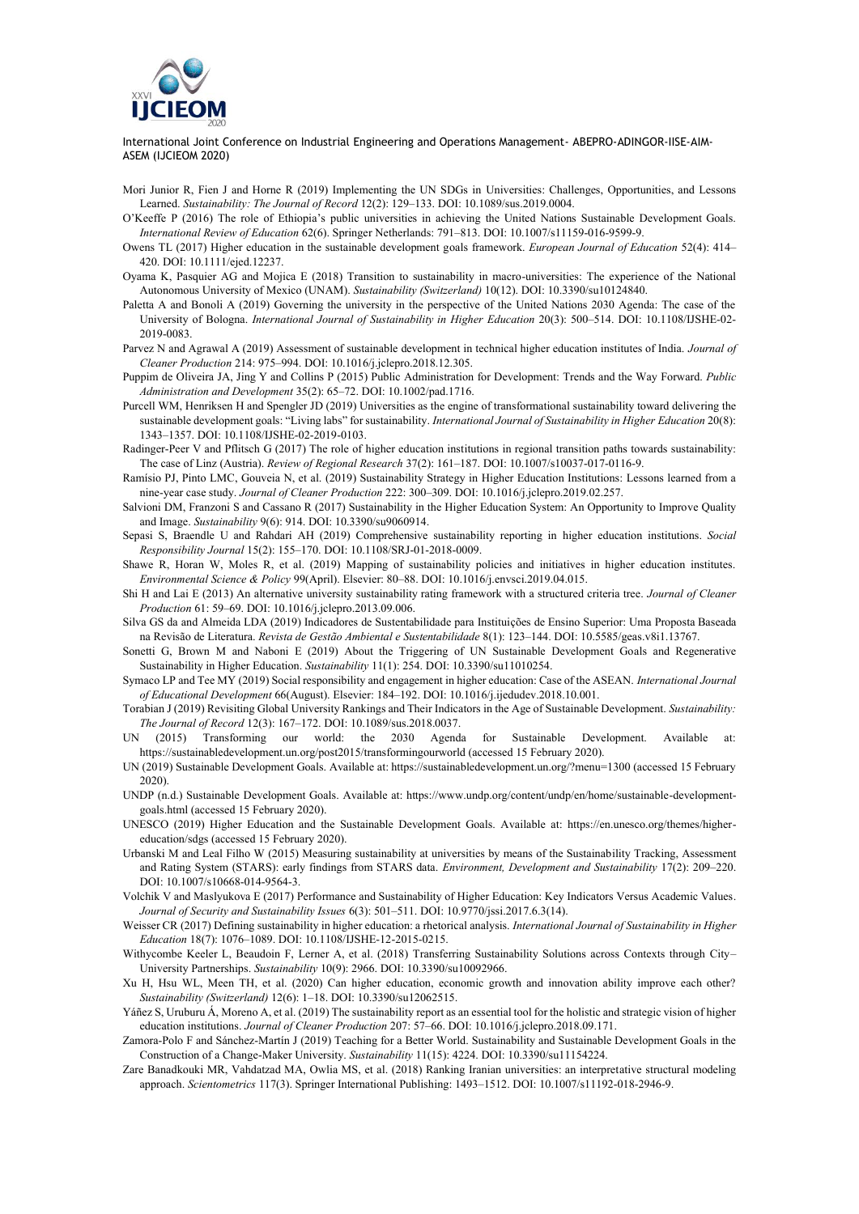Mori Junior R, Fien J and Horne R (2019) Implementing the UN SDGs in Universities: Challenges, Opportunities, and Lessons Learned. *Sustainability: The Journal of Record* 12(2): 129–133. DOI: 10.1089/sus.2019.0004.

O'Keeffe P (2016) The role of Ethiopia's public universities in achieving the United Nations Sustainable Development Goals. *International Review of Education* 62(6). Springer Netherlands: 791–813. DOI: 10.1007/s11159-016-9599-9.

Owens TL (2017) Higher education in the sustainable development goals framework. *European Journal of Education* 52(4): 414–420. DOI: 10.1111/ejed.12237.

Oyama K, Pasquier AG and Mojica E (2018) Transition to sustainability in macro-universities: The experience of the National Autonomous University of Mexico (UNAM). *Sustainability (Switzerland)* 10(12). DOI: 10.3390/su10124840.

Paletta A and Bonoli A (2019) Governing the university in the perspective of the United Nations 2030 Agenda: The case of the University of Bologna. *International Journal of Sustainability in Higher Education* 20(3): 500–514. DOI: 10.1108/IJSHE-02-2019-0083.

Parvez N and Agrawal A (2019) Assessment of sustainable development in technical higher education institutes of India. *Journal of Cleaner Production* 214: 975–994. DOI: 10.1016/j.jclepro.2018.12.305.

Puppim de Oliveira JA, Jing Y and Collins P (2015) Public Administration for Development: Trends and the Way Forward. *Public Administration and Development* 35(2): 65–72. DOI: 10.1002/pad.1716.

Purcell WM, Henriksen H and Spengler JD (2019) Universities as the engine of transformational sustainability toward delivering the sustainable development goals: "Living labs" for sustainability. *International Journal of Sustainability in Higher Education* 20(8): 1343–1357. DOI: 10.1108/IJSHE-02-2019-0103.

Radinger-Peer V and Pflitsch G (2017) The role of higher education institutions in regional transition paths towards sustainability: The case of Linz (Austria). *Review of Regional Research* 37(2): 161–187. DOI: 10.1007/s10037-017-0116-9.

Ramísio PJ, Pinto LMC, Gouveia N, et al. (2019) Sustainability Strategy in Higher Education Institutions: Lessons learned from a nine-year case study. *Journal of Cleaner Production* 222: 300–309. DOI: 10.1016/j.jclepro.2019.02.257.

Salvioni DM, Franzoni S and Cassano R (2017) Sustainability in the Higher Education System: An Opportunity to Improve Quality and Image. *Sustainability* 9(6): 914. DOI: 10.3390/su9060914.

Sepasi S, Braendle U and Rahdari AH (2019) Comprehensive sustainability reporting in higher education institutions. *Social Responsibility Journal* 15(2): 155–170. DOI: 10.1108/SRJ-01-2018-0009.

Shawe R, Horan W, Moles R, et al. (2019) Mapping of sustainability policies and initiatives in higher education institutes. *Environmental Science & Policy* 99(April). Elsevier: 80–88. DOI: 10.1016/j.envsci.2019.04.015.

Shi H and Lai E (2013) An alternative university sustainability rating framework with a structured criteria tree. *Journal of Cleaner Production* 61: 59–69. DOI: 10.1016/j.jclepro.2013.09.006.

Silva GS da and Almeida LDA (2019) Indicadores de Sustentabilidade para Instituições de Ensino Superior: Uma Proposta Baseada na Revisão de Literatura. *Revista de Gestão Ambiental e Sustentabilidade* 8(1): 123–144. DOI: 10.5585/geas.v8i1.13767.

Sonetti G, Brown M and Naboni E (2019) About the Triggering of UN Sustainable Development Goals and Regenerative Sustainability in Higher Education. *Sustainability* 11(1): 254. DOI: 10.3390/su11010254.

Symaco LP and Tee MY (2019) Social responsibility and engagement in higher education: Case of the ASEAN. *International Journal of Educational Development* 66(August). Elsevier: 184–192. DOI: 10.1016/j.ijedudev.2018.10.001.

Torabian J (2019) Revisiting Global University Rankings and Their Indicators in the Age of Sustainable Development. *Sustainability: The Journal of Record* 12(3): 167–172. DOI: 10.1089/sus.2018.0037.

UN (2015) Transforming our world: the 2030 Agenda for Sustainable Development. Available at: https://sustainabledevelopment.un.org/post2015/transformingourworld (accessed 15 February 2020).

UN (2019) Sustainable Development Goals. Available at: https://sustainabledevelopment.un.org/?menu=1300 (accessed 15 February 2020).

UNDP (n.d.) Sustainable Development Goals. Available at: https://www.undp.org/content/undp/en/home/sustainable-development-goals.html (accessed 15 February 2020).

UNESCO (2019) Higher Education and the Sustainable Development Goals. Available at: https://en.unesco.org/themes/higher-education/sdgs (accessed 15 February 2020).

Urbanski M and Leal Filho W (2015) Measuring sustainability at universities by means of the Sustainability Tracking, Assessment and Rating System (STARS): early findings from STARS data. *Environment, Development and Sustainability* 17(2): 209–220. DOI: 10.1007/s10668-014-9564-3.

Volchik V and Maslyukova E (2017) Performance and Sustainability of Higher Education: Key Indicators Versus Academic Values. *Journal of Security and Sustainability Issues* 6(3): 501–511. DOI: 10.9770/jssi.2017.6.3(14).

Weisser CR (2017) Defining sustainability in higher education: a rhetorical analysis. *International Journal of Sustainability in Higher Education* 18(7): 1076–1089. DOI: 10.1108/IJSHE-12-2015-0215.

Withycombe Keeler L, Beaudoin F, Lerner A, et al. (2018) Transferring Sustainability Solutions across Contexts through City–University Partnerships. *Sustainability* 10(9): 2966. DOI: 10.3390/su10092966.

Xu H, Hsu WL, Meen TH, et al. (2020) Can higher education, economic growth and innovation ability improve each other? *Sustainability (Switzerland)* 12(6): 1–18. DOI: 10.3390/su12062515.

Yáñez S, Uruburu Á, Moreno A, et al. (2019) The sustainability report as an essential tool for the holistic and strategic vision of higher education institutions. *Journal of Cleaner Production* 207: 57–66. DOI: 10.1016/j.jclepro.2018.09.171.

Zamora-Polo F and Sánchez-Martín J (2019) Teaching for a Better World. Sustainability and Sustainable Development Goals in the Construction of a Change-Maker University. *Sustainability* 11(15): 4224. DOI: 10.3390/su11154224.

Zare Banadkouki MR, Vahdatzad MA, Owlia MS, et al. (2018) Ranking Iranian universities: an interpretative structural modeling approach. *Scientometrics* 117(3). Springer International Publishing: 1493–1512. DOI: 10.1007/s11192-018-2946-9.